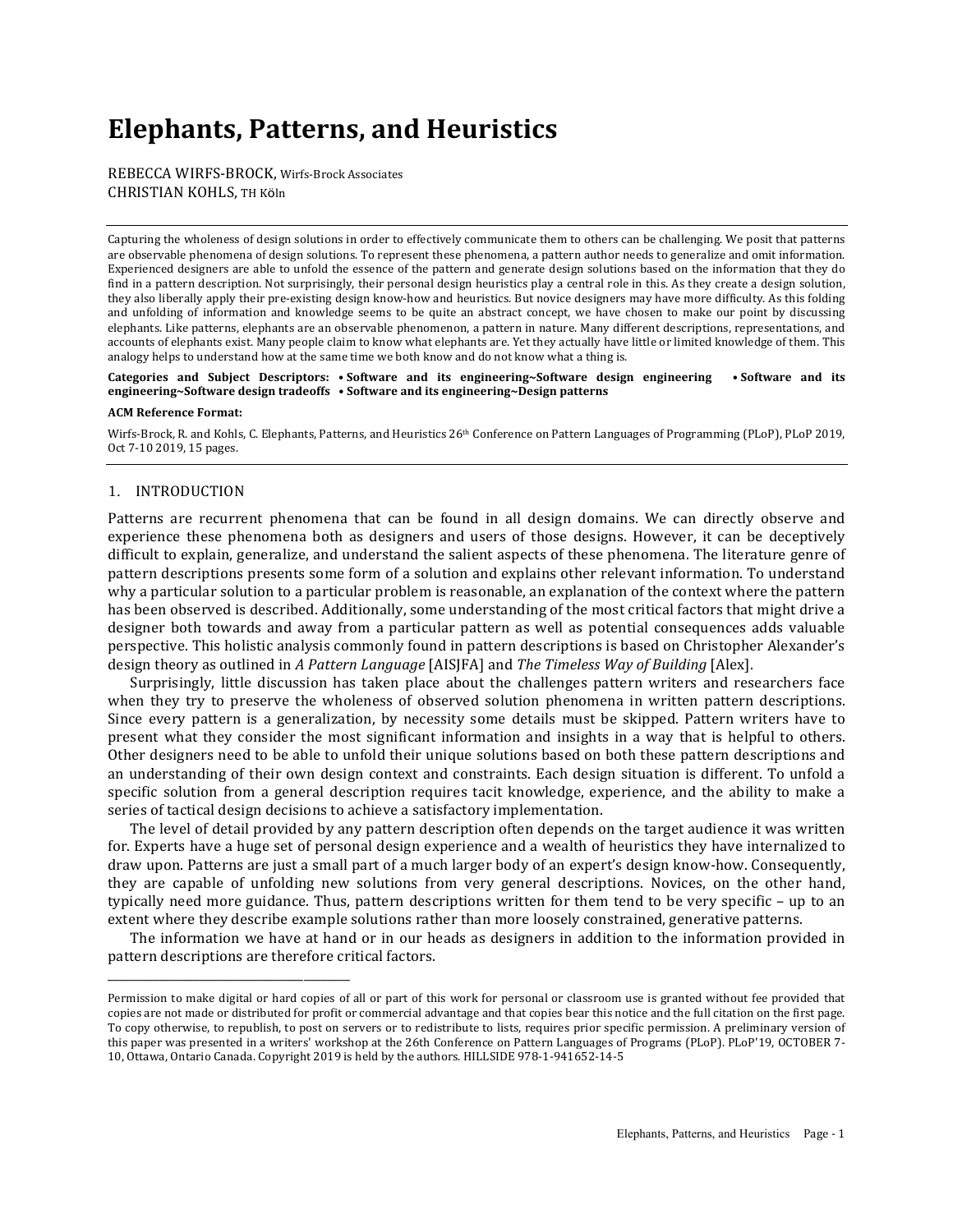# Elephants, Patterns, and Heuristics

REBECCA WIRFS-BROCK, Wirfs-Brock Associates
CHRISTIAN KOHLS, TH Köln

---

Capturing the wholeness of design solutions in order to effectively communicate them to others can be challenging. We posit that patterns are observable phenomena of design solutions. To represent these phenomena, a pattern author needs to generalize and omit information. Experienced designers are able to unfold the essence of the pattern and generate design solutions based on the information that they do find in a pattern description. Not surprisingly, their personal design heuristics play a central role in this. As they create a design solution, they also liberally apply their pre-existing design know-how and heuristics. But novice designers may have more difficulty. As this folding and unfolding of information and knowledge seems to be quite an abstract concept, we have chosen to make our point by discussing elephants. Like patterns, elephants are an observable phenomenon, a pattern in nature. Many different descriptions, representations, and accounts of elephants exist. Many people claim to know what elephants are. Yet they actually have little or limited knowledge of them. This analogy helps to understand how at the same time we both know and do not know what a thing is.

**Categories and Subject Descriptors: • Software and its engineering~Software design engineering • Software and its engineering~Software design tradeoffs • Software and its engineering~Design patterns**

**ACM Reference Format:**

Wirfs-Brock, R. and Kohls, C. Elephants, Patterns, and Heuristics 26th Conference on Pattern Languages of Programming (PLoP), PLoP 2019, Oct 7-10 2019, 15 pages.

---

## 1. INTRODUCTION

Patterns are recurrent phenomena that can be found in all design domains. We can directly observe and experience these phenomena both as designers and users of those designs. However, it can be deceptively difficult to explain, generalize, and understand the salient aspects of these phenomena. The literature genre of pattern descriptions presents some form of a solution and explains other relevant information. To understand why a particular solution to a particular problem is reasonable, an explanation of the context where the pattern has been observed is described. Additionally, some understanding of the most critical factors that might drive a designer both towards and away from a particular pattern as well as potential consequences adds valuable perspective. This holistic analysis commonly found in pattern descriptions is based on Christopher Alexander's design theory as outlined in *A Pattern Language* [AISJFA] and *The Timeless Way of Building* [Alex].

Surprisingly, little discussion has taken place about the challenges pattern writers and researchers face when they try to preserve the wholeness of observed solution phenomena in written pattern descriptions. Since every pattern is a generalization, by necessity some details must be skipped. Pattern writers have to present what they consider the most significant information and insights in a way that is helpful to others. Other designers need to be able to unfold their unique solutions based on both these pattern descriptions and an understanding of their own design context and constraints. Each design situation is different. To unfold a specific solution from a general description requires tacit knowledge, experience, and the ability to make a series of tactical design decisions to achieve a satisfactory implementation.

The level of detail provided by any pattern description often depends on the target audience it was written for. Experts have a huge set of personal design experience and a wealth of heuristics they have internalized to draw upon. Patterns are just a small part of a much larger body of an expert's design know-how. Consequently, they are capable of unfolding new solutions from very general descriptions. Novices, on the other hand, typically need more guidance. Thus, pattern descriptions written for them tend to be very specific – up to an extent where they describe example solutions rather than more loosely constrained, generative patterns.

The information we have at hand or in our heads as designers in addition to the information provided in pattern descriptions are therefore critical factors.

---

Permission to make digital or hard copies of all or part of this work for personal or classroom use is granted without fee provided that copies are not made or distributed for profit or commercial advantage and that copies bear this notice and the full citation on the first page. To copy otherwise, to republish, to post on servers or to redistribute to lists, requires prior specific permission. A preliminary version of this paper was presented in a writers' workshop at the 26th Conference on Pattern Languages of Programs (PLoP). PLoP'19, OCTOBER 7-10, Ottawa, Ontario Canada. Copyright 2019 is held by the authors. HILLSIDE 978-1-941652-14-5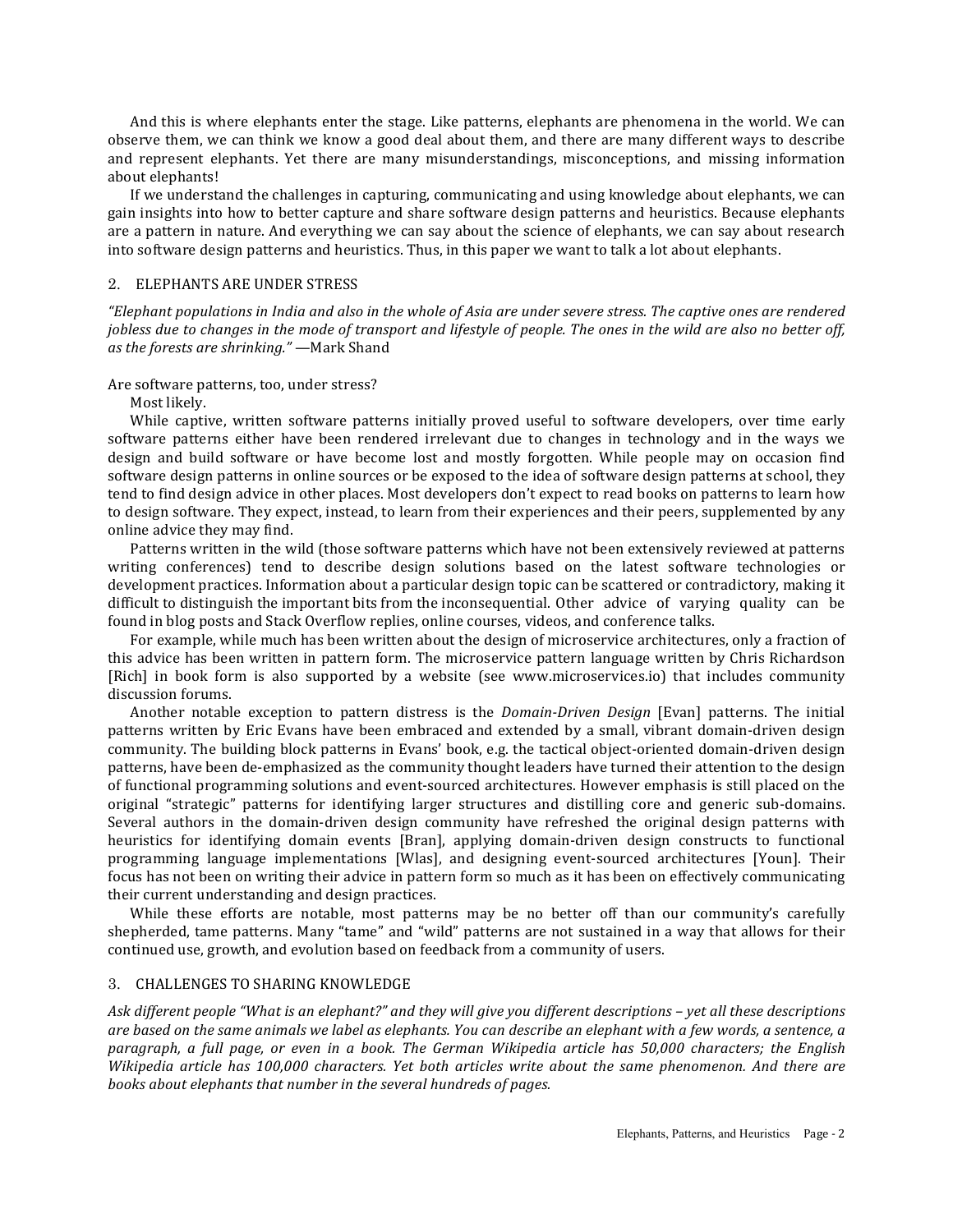And this is where elephants enter the stage. Like patterns, elephants are phenomena in the world. We can observe them, we can think we know a good deal about them, and there are many different ways to describe and represent elephants. Yet there are many misunderstandings, misconceptions, and missing information about elephants!

If we understand the challenges in capturing, communicating and using knowledge about elephants, we can gain insights into how to better capture and share software design patterns and heuristics. Because elephants are a pattern in nature. And everything we can say about the science of elephants, we can say about research into software design patterns and heuristics. Thus, in this paper we want to talk a lot about elephants.

## 2. ELEPHANTS ARE UNDER STRESS

*"Elephant populations in India and also in the whole of Asia are under severe stress. The captive ones are rendered jobless due to changes in the mode of transport and lifestyle of people. The ones in the wild are also no better off, as the forests are shrinking."* —Mark Shand

Are software patterns, too, under stress?

Most likely.

While captive, written software patterns initially proved useful to software developers, over time early software patterns either have been rendered irrelevant due to changes in technology and in the ways we design and build software or have become lost and mostly forgotten. While people may on occasion find software design patterns in online sources or be exposed to the idea of software design patterns at school, they tend to find design advice in other places. Most developers don't expect to read books on patterns to learn how to design software. They expect, instead, to learn from their experiences and their peers, supplemented by any online advice they may find.

Patterns written in the wild (those software patterns which have not been extensively reviewed at patterns writing conferences) tend to describe design solutions based on the latest software technologies or development practices. Information about a particular design topic can be scattered or contradictory, making it difficult to distinguish the important bits from the inconsequential. Other advice of varying quality can be found in blog posts and Stack Overflow replies, online courses, videos, and conference talks.

For example, while much has been written about the design of microservice architectures, only a fraction of this advice has been written in pattern form. The microservice pattern language written by Chris Richardson [Rich] in book form is also supported by a website (see www.microservices.io) that includes community discussion forums.

Another notable exception to pattern distress is the *Domain-Driven Design* [Evan] patterns. The initial patterns written by Eric Evans have been embraced and extended by a small, vibrant domain-driven design community. The building block patterns in Evans' book, e.g. the tactical object-oriented domain-driven design patterns, have been de-emphasized as the community thought leaders have turned their attention to the design of functional programming solutions and event-sourced architectures. However emphasis is still placed on the original "strategic" patterns for identifying larger structures and distilling core and generic sub-domains. Several authors in the domain-driven design community have refreshed the original design patterns with heuristics for identifying domain events [Bran], applying domain-driven design constructs to functional programming language implementations [Wlas], and designing event-sourced architectures [Youn]. Their focus has not been on writing their advice in pattern form so much as it has been on effectively communicating their current understanding and design practices.

While these efforts are notable, most patterns may be no better off than our community's carefully shepherded, tame patterns. Many "tame" and "wild" patterns are not sustained in a way that allows for their continued use, growth, and evolution based on feedback from a community of users.

## 3. CHALLENGES TO SHARING KNOWLEDGE

*Ask different people "What is an elephant?" and they will give you different descriptions – yet all these descriptions are based on the same animals we label as elephants. You can describe an elephant with a few words, a sentence, a paragraph, a full page, or even in a book. The German Wikipedia article has 50,000 characters; the English Wikipedia article has 100,000 characters. Yet both articles write about the same phenomenon. And there are books about elephants that number in the several hundreds of pages.*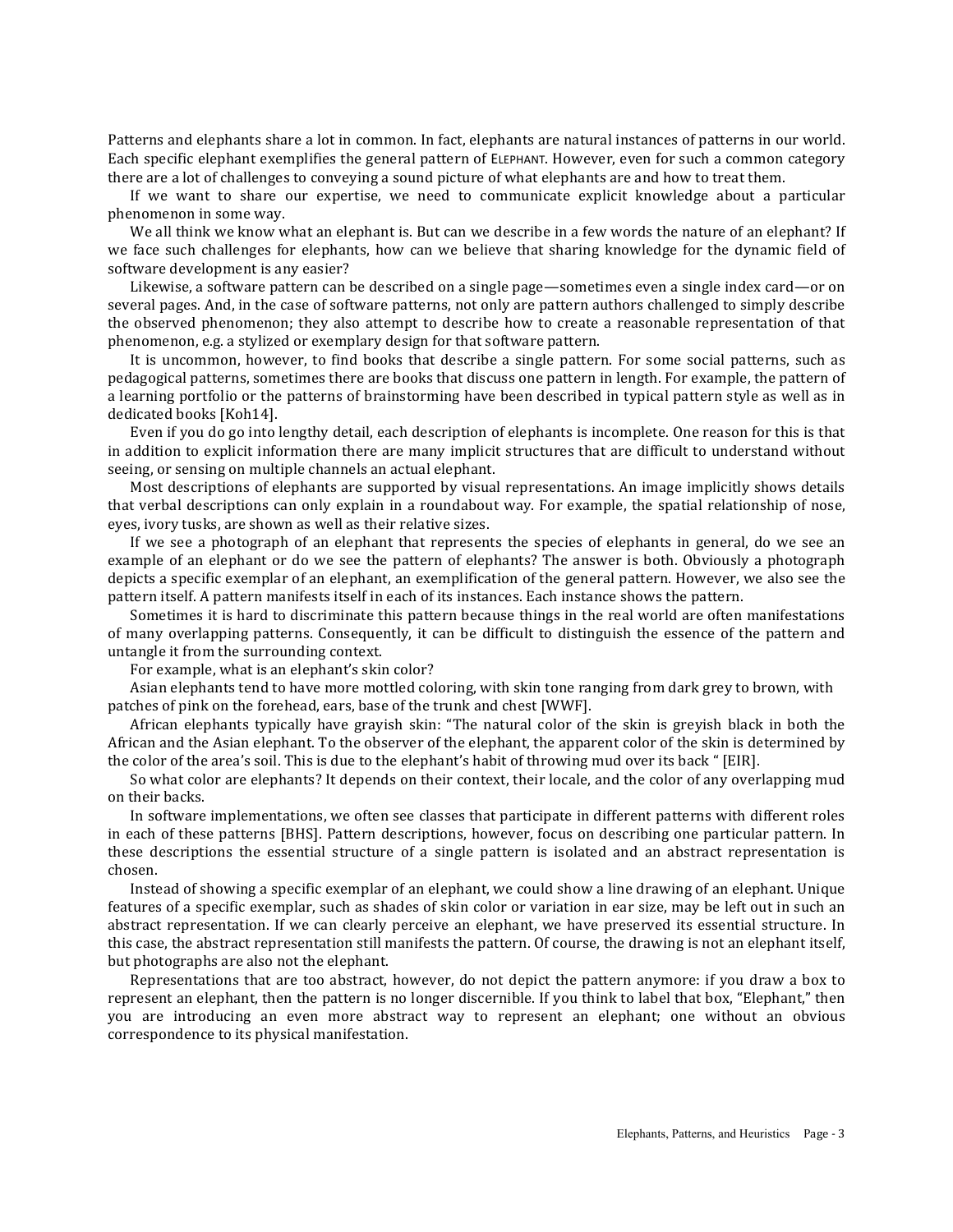Patterns and elephants share a lot in common. In fact, elephants are natural instances of patterns in our world. Each specific elephant exemplifies the general pattern of ELEPHANT. However, even for such a common category there are a lot of challenges to conveying a sound picture of what elephants are and how to treat them.

If we want to share our expertise, we need to communicate explicit knowledge about a particular phenomenon in some way.

We all think we know what an elephant is. But can we describe in a few words the nature of an elephant? If we face such challenges for elephants, how can we believe that sharing knowledge for the dynamic field of software development is any easier?

Likewise, a software pattern can be described on a single page—sometimes even a single index card—or on several pages. And, in the case of software patterns, not only are pattern authors challenged to simply describe the observed phenomenon; they also attempt to describe how to create a reasonable representation of that phenomenon, e.g. a stylized or exemplary design for that software pattern.

It is uncommon, however, to find books that describe a single pattern. For some social patterns, such as pedagogical patterns, sometimes there are books that discuss one pattern in length. For example, the pattern of a learning portfolio or the patterns of brainstorming have been described in typical pattern style as well as in dedicated books [Koh14].

Even if you do go into lengthy detail, each description of elephants is incomplete. One reason for this is that in addition to explicit information there are many implicit structures that are difficult to understand without seeing, or sensing on multiple channels an actual elephant.

Most descriptions of elephants are supported by visual representations. An image implicitly shows details that verbal descriptions can only explain in a roundabout way. For example, the spatial relationship of nose, eyes, ivory tusks, are shown as well as their relative sizes.

If we see a photograph of an elephant that represents the species of elephants in general, do we see an example of an elephant or do we see the pattern of elephants? The answer is both. Obviously a photograph depicts a specific exemplar of an elephant, an exemplification of the general pattern. However, we also see the pattern itself. A pattern manifests itself in each of its instances. Each instance shows the pattern.

Sometimes it is hard to discriminate this pattern because things in the real world are often manifestations of many overlapping patterns. Consequently, it can be difficult to distinguish the essence of the pattern and untangle it from the surrounding context.

For example, what is an elephant's skin color?

Asian elephants tend to have more mottled coloring, with skin tone ranging from dark grey to brown, with patches of pink on the forehead, ears, base of the trunk and chest [WWF].

African elephants typically have grayish skin: "The natural color of the skin is greyish black in both the African and the Asian elephant. To the observer of the elephant, the apparent color of the skin is determined by the color of the area's soil. This is due to the elephant's habit of throwing mud over its back " [EIR].

So what color are elephants? It depends on their context, their locale, and the color of any overlapping mud on their backs.

In software implementations, we often see classes that participate in different patterns with different roles in each of these patterns [BHS]. Pattern descriptions, however, focus on describing one particular pattern. In these descriptions the essential structure of a single pattern is isolated and an abstract representation is chosen.

Instead of showing a specific exemplar of an elephant, we could show a line drawing of an elephant. Unique features of a specific exemplar, such as shades of skin color or variation in ear size, may be left out in such an abstract representation. If we can clearly perceive an elephant, we have preserved its essential structure. In this case, the abstract representation still manifests the pattern. Of course, the drawing is not an elephant itself, but photographs are also not the elephant.

Representations that are too abstract, however, do not depict the pattern anymore: if you draw a box to represent an elephant, then the pattern is no longer discernible. If you think to label that box, "Elephant," then you are introducing an even more abstract way to represent an elephant; one without an obvious correspondence to its physical manifestation.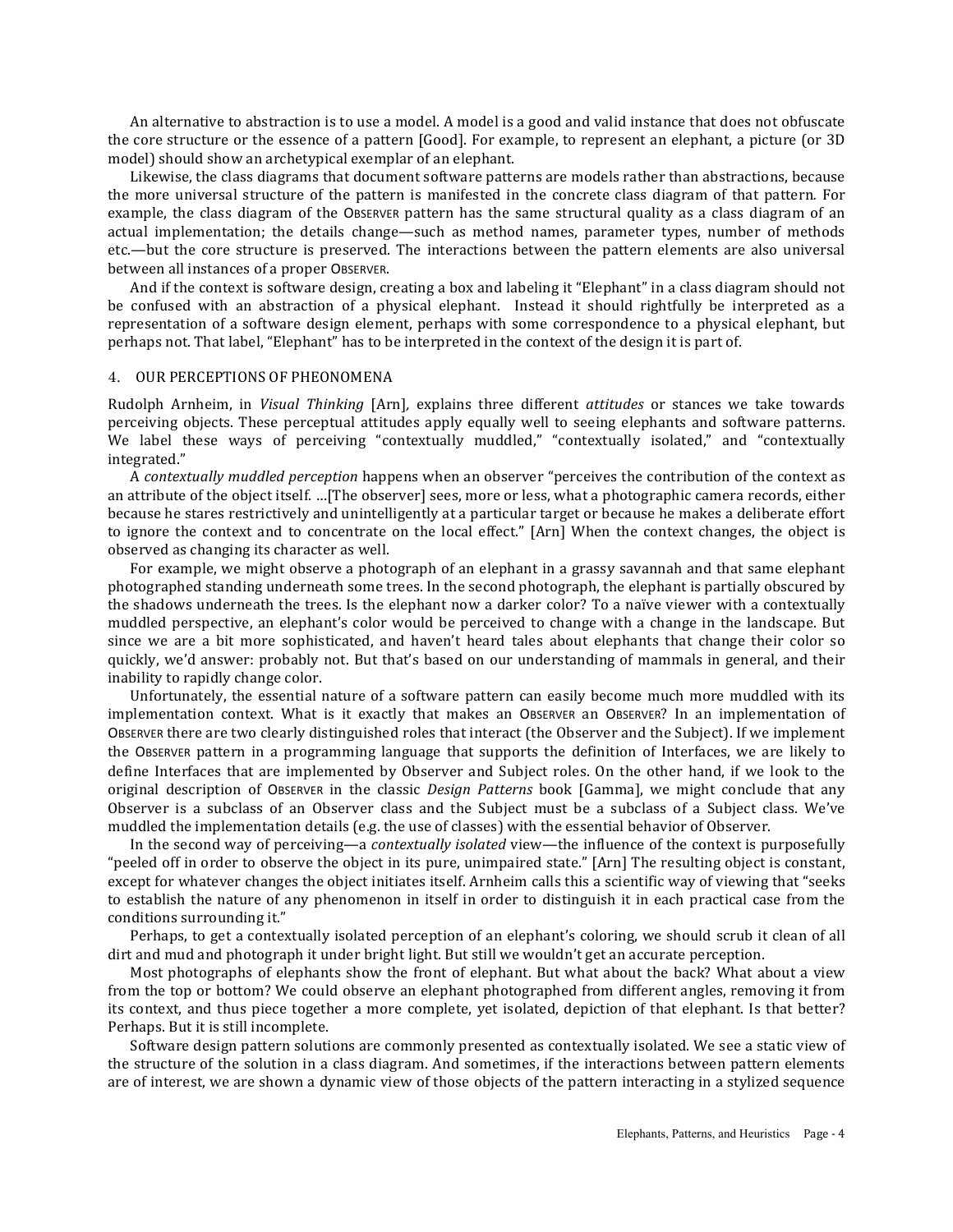An alternative to abstraction is to use a model. A model is a good and valid instance that does not obfuscate the core structure or the essence of a pattern [Good]. For example, to represent an elephant, a picture (or 3D model) should show an archetypical exemplar of an elephant.

Likewise, the class diagrams that document software patterns are models rather than abstractions, because the more universal structure of the pattern is manifested in the concrete class diagram of that pattern. For example, the class diagram of the OBSERVER pattern has the same structural quality as a class diagram of an actual implementation; the details change—such as method names, parameter types, number of methods etc.—but the core structure is preserved. The interactions between the pattern elements are also universal between all instances of a proper OBSERVER.

And if the context is software design, creating a box and labeling it "Elephant" in a class diagram should not be confused with an abstraction of a physical elephant. Instead it should rightfully be interpreted as a representation of a software design element, perhaps with some correspondence to a physical elephant, but perhaps not. That label, "Elephant" has to be interpreted in the context of the design it is part of.

## 4. OUR PERCEPTIONS OF PHEONOMENA

Rudolph Arnheim, in *Visual Thinking* [Arn], explains three different *attitudes* or stances we take towards perceiving objects. These perceptual attitudes apply equally well to seeing elephants and software patterns. We label these ways of perceiving "contextually muddled," "contextually isolated," and "contextually integrated."

A *contextually muddled perception* happens when an observer "perceives the contribution of the context as an attribute of the object itself. …[The observer] sees, more or less, what a photographic camera records, either because he stares restrictively and unintelligently at a particular target or because he makes a deliberate effort to ignore the context and to concentrate on the local effect." [Arn] When the context changes, the object is observed as changing its character as well.

For example, we might observe a photograph of an elephant in a grassy savannah and that same elephant photographed standing underneath some trees. In the second photograph, the elephant is partially obscured by the shadows underneath the trees. Is the elephant now a darker color? To a naïve viewer with a contextually muddled perspective, an elephant's color would be perceived to change with a change in the landscape. But since we are a bit more sophisticated, and haven't heard tales about elephants that change their color so quickly, we'd answer: probably not. But that's based on our understanding of mammals in general, and their inability to rapidly change color.

Unfortunately, the essential nature of a software pattern can easily become much more muddled with its implementation context. What is it exactly that makes an OBSERVER an OBSERVER? In an implementation of OBSERVER there are two clearly distinguished roles that interact (the Observer and the Subject). If we implement the OBSERVER pattern in a programming language that supports the definition of Interfaces, we are likely to define Interfaces that are implemented by Observer and Subject roles. On the other hand, if we look to the original description of OBSERVER in the classic *Design Patterns* book [Gamma], we might conclude that any Observer is a subclass of an Observer class and the Subject must be a subclass of a Subject class. We've muddled the implementation details (e.g. the use of classes) with the essential behavior of Observer.

In the second way of perceiving—a *contextually isolated* view—the influence of the context is purposefully "peeled off in order to observe the object in its pure, unimpaired state." [Arn] The resulting object is constant, except for whatever changes the object initiates itself. Arnheim calls this a scientific way of viewing that "seeks to establish the nature of any phenomenon in itself in order to distinguish it in each practical case from the conditions surrounding it."

Perhaps, to get a contextually isolated perception of an elephant's coloring, we should scrub it clean of all dirt and mud and photograph it under bright light. But still we wouldn't get an accurate perception.

Most photographs of elephants show the front of elephant. But what about the back? What about a view from the top or bottom? We could observe an elephant photographed from different angles, removing it from its context, and thus piece together a more complete, yet isolated, depiction of that elephant. Is that better? Perhaps. But it is still incomplete.

Software design pattern solutions are commonly presented as contextually isolated. We see a static view of the structure of the solution in a class diagram. And sometimes, if the interactions between pattern elements are of interest, we are shown a dynamic view of those objects of the pattern interacting in a stylized sequence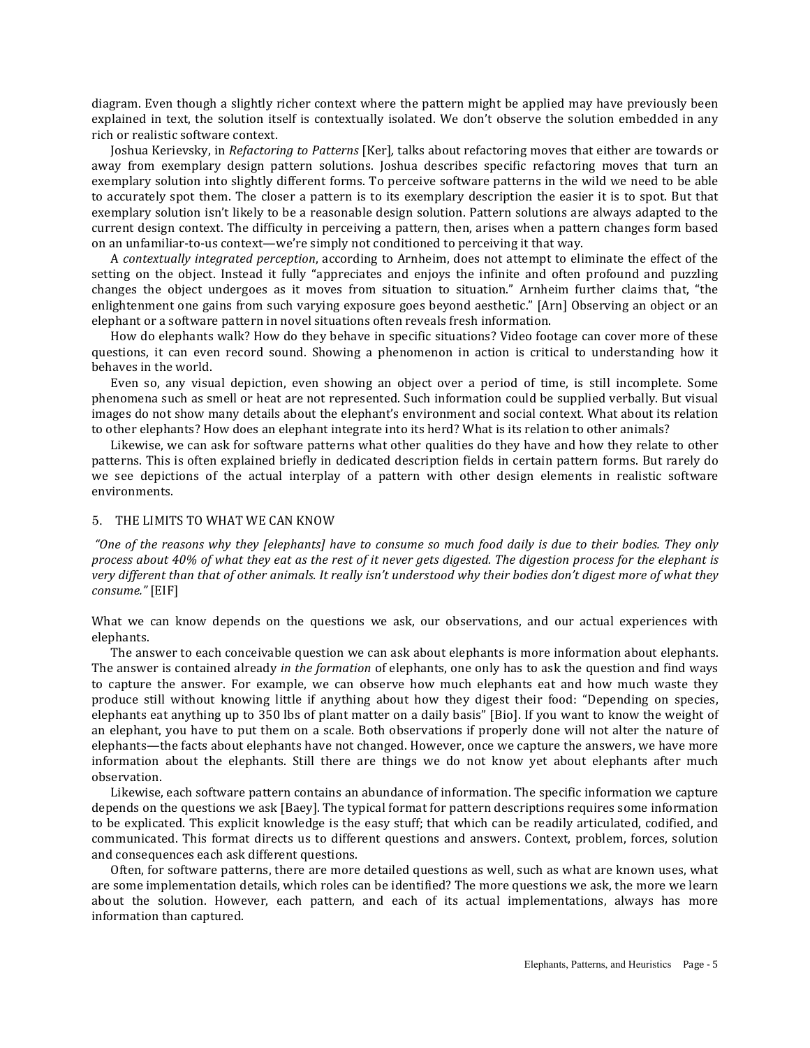diagram. Even though a slightly richer context where the pattern might be applied may have previously been explained in text, the solution itself is contextually isolated. We don't observe the solution embedded in any rich or realistic software context.

Joshua Kerievsky, in *Refactoring to Patterns* [Ker], talks about refactoring moves that either are towards or away from exemplary design pattern solutions. Joshua describes specific refactoring moves that turn an exemplary solution into slightly different forms. To perceive software patterns in the wild we need to be able to accurately spot them. The closer a pattern is to its exemplary description the easier it is to spot. But that exemplary solution isn't likely to be a reasonable design solution. Pattern solutions are always adapted to the current design context. The difficulty in perceiving a pattern, then, arises when a pattern changes form based on an unfamiliar-to-us context—we're simply not conditioned to perceiving it that way.

A *contextually integrated perception*, according to Arnheim, does not attempt to eliminate the effect of the setting on the object. Instead it fully "appreciates and enjoys the infinite and often profound and puzzling changes the object undergoes as it moves from situation to situation." Arnheim further claims that, "the enlightenment one gains from such varying exposure goes beyond aesthetic." [Arn] Observing an object or an elephant or a software pattern in novel situations often reveals fresh information.

How do elephants walk? How do they behave in specific situations? Video footage can cover more of these questions, it can even record sound. Showing a phenomenon in action is critical to understanding how it behaves in the world.

Even so, any visual depiction, even showing an object over a period of time, is still incomplete. Some phenomena such as smell or heat are not represented. Such information could be supplied verbally. But visual images do not show many details about the elephant's environment and social context. What about its relation to other elephants? How does an elephant integrate into its herd? What is its relation to other animals?

Likewise, we can ask for software patterns what other qualities do they have and how they relate to other patterns. This is often explained briefly in dedicated description fields in certain pattern forms. But rarely do we see depictions of the actual interplay of a pattern with other design elements in realistic software environments.

## 5. THE LIMITS TO WHAT WE CAN KNOW

*"One of the reasons why they [elephants] have to consume so much food daily is due to their bodies. They only process about 40% of what they eat as the rest of it never gets digested. The digestion process for the elephant is very different than that of other animals. It really isn't understood why their bodies don't digest more of what they consume."* [EIF]

What we can know depends on the questions we ask, our observations, and our actual experiences with elephants.

The answer to each conceivable question we can ask about elephants is more information about elephants. The answer is contained already *in the formation* of elephants, one only has to ask the question and find ways to capture the answer. For example, we can observe how much elephants eat and how much waste they produce still without knowing little if anything about how they digest their food: "Depending on species, elephants eat anything up to 350 lbs of plant matter on a daily basis" [Bio]. If you want to know the weight of an elephant, you have to put them on a scale. Both observations if properly done will not alter the nature of elephants—the facts about elephants have not changed. However, once we capture the answers, we have more information about the elephants. Still there are things we do not know yet about elephants after much observation.

Likewise, each software pattern contains an abundance of information. The specific information we capture depends on the questions we ask [Baey]. The typical format for pattern descriptions requires some information to be explicated. This explicit knowledge is the easy stuff; that which can be readily articulated, codified, and communicated. This format directs us to different questions and answers. Context, problem, forces, solution and consequences each ask different questions.

Often, for software patterns, there are more detailed questions as well, such as what are known uses, what are some implementation details, which roles can be identified? The more questions we ask, the more we learn about the solution. However, each pattern, and each of its actual implementations, always has more information than captured.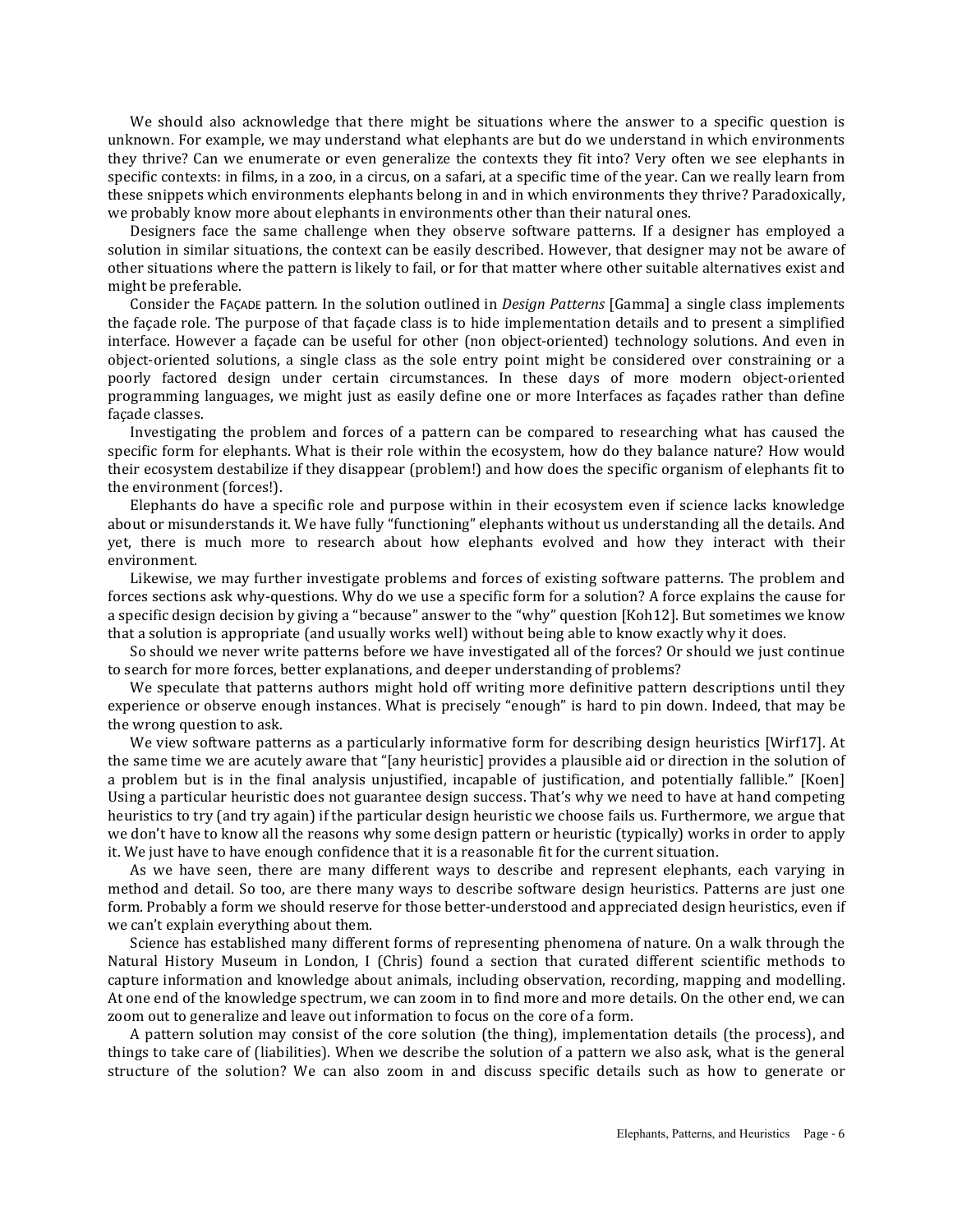We should also acknowledge that there might be situations where the answer to a specific question is unknown. For example, we may understand what elephants are but do we understand in which environments they thrive? Can we enumerate or even generalize the contexts they fit into? Very often we see elephants in specific contexts: in films, in a zoo, in a circus, on a safari, at a specific time of the year. Can we really learn from these snippets which environments elephants belong in and in which environments they thrive? Paradoxically, we probably know more about elephants in environments other than their natural ones.

Designers face the same challenge when they observe software patterns. If a designer has employed a solution in similar situations, the context can be easily described. However, that designer may not be aware of other situations where the pattern is likely to fail, or for that matter where other suitable alternatives exist and might be preferable.

Consider the FAÇADE pattern. In the solution outlined in *Design Patterns* [Gamma] a single class implements the façade role. The purpose of that façade class is to hide implementation details and to present a simplified interface. However a façade can be useful for other (non object-oriented) technology solutions. And even in object-oriented solutions, a single class as the sole entry point might be considered over constraining or a poorly factored design under certain circumstances. In these days of more modern object-oriented programming languages, we might just as easily define one or more Interfaces as façades rather than define façade classes.

Investigating the problem and forces of a pattern can be compared to researching what has caused the specific form for elephants. What is their role within the ecosystem, how do they balance nature? How would their ecosystem destabilize if they disappear (problem!) and how does the specific organism of elephants fit to the environment (forces!).

Elephants do have a specific role and purpose within in their ecosystem even if science lacks knowledge about or misunderstands it. We have fully "functioning" elephants without us understanding all the details. And yet, there is much more to research about how elephants evolved and how they interact with their environment.

Likewise, we may further investigate problems and forces of existing software patterns. The problem and forces sections ask why-questions. Why do we use a specific form for a solution? A force explains the cause for a specific design decision by giving a "because" answer to the "why" question [Koh12]. But sometimes we know that a solution is appropriate (and usually works well) without being able to know exactly why it does.

So should we never write patterns before we have investigated all of the forces? Or should we just continue to search for more forces, better explanations, and deeper understanding of problems?

We speculate that patterns authors might hold off writing more definitive pattern descriptions until they experience or observe enough instances. What is precisely "enough" is hard to pin down. Indeed, that may be the wrong question to ask.

We view software patterns as a particularly informative form for describing design heuristics [Wirf17]. At the same time we are acutely aware that "[any heuristic] provides a plausible aid or direction in the solution of a problem but is in the final analysis unjustified, incapable of justification, and potentially fallible." [Koen] Using a particular heuristic does not guarantee design success. That's why we need to have at hand competing heuristics to try (and try again) if the particular design heuristic we choose fails us. Furthermore, we argue that we don't have to know all the reasons why some design pattern or heuristic (typically) works in order to apply it. We just have to have enough confidence that it is a reasonable fit for the current situation.

As we have seen, there are many different ways to describe and represent elephants, each varying in method and detail. So too, are there many ways to describe software design heuristics. Patterns are just one form. Probably a form we should reserve for those better-understood and appreciated design heuristics, even if we can't explain everything about them.

Science has established many different forms of representing phenomena of nature. On a walk through the Natural History Museum in London, I (Chris) found a section that curated different scientific methods to capture information and knowledge about animals, including observation, recording, mapping and modelling. At one end of the knowledge spectrum, we can zoom in to find more and more details. On the other end, we can zoom out to generalize and leave out information to focus on the core of a form.

A pattern solution may consist of the core solution (the thing), implementation details (the process), and things to take care of (liabilities). When we describe the solution of a pattern we also ask, what is the general structure of the solution? We can also zoom in and discuss specific details such as how to generate or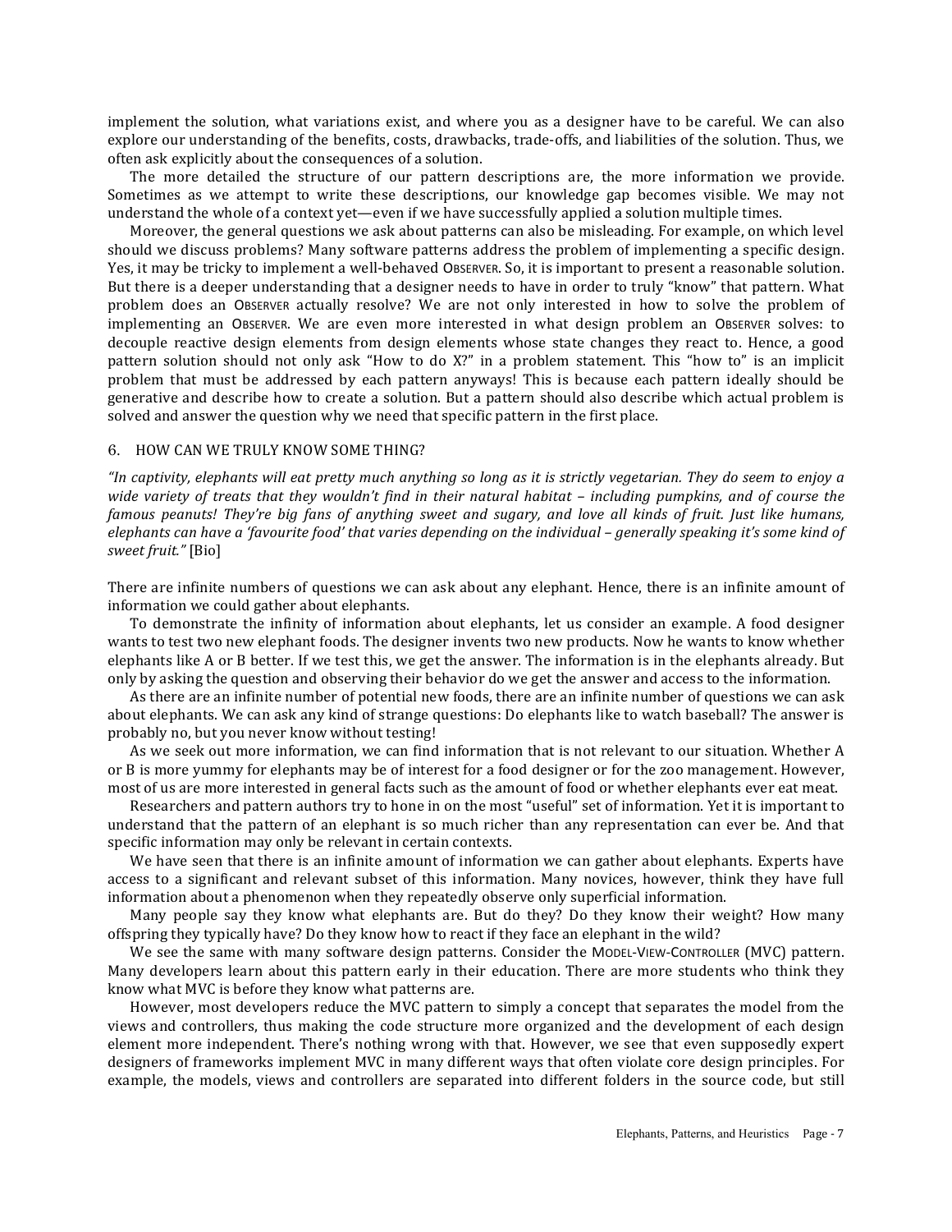implement the solution, what variations exist, and where you as a designer have to be careful. We can also explore our understanding of the benefits, costs, drawbacks, trade-offs, and liabilities of the solution. Thus, we often ask explicitly about the consequences of a solution.

The more detailed the structure of our pattern descriptions are, the more information we provide. Sometimes as we attempt to write these descriptions, our knowledge gap becomes visible. We may not understand the whole of a context yet—even if we have successfully applied a solution multiple times.

Moreover, the general questions we ask about patterns can also be misleading. For example, on which level should we discuss problems? Many software patterns address the problem of implementing a specific design. Yes, it may be tricky to implement a well-behaved OBSERVER. So, it is important to present a reasonable solution. But there is a deeper understanding that a designer needs to have in order to truly "know" that pattern. What problem does an OBSERVER actually resolve? We are not only interested in how to solve the problem of implementing an OBSERVER. We are even more interested in what design problem an OBSERVER solves: to decouple reactive design elements from design elements whose state changes they react to. Hence, a good pattern solution should not only ask "How to do X?" in a problem statement. This "how to" is an implicit problem that must be addressed by each pattern anyways! This is because each pattern ideally should be generative and describe how to create a solution. But a pattern should also describe which actual problem is solved and answer the question why we need that specific pattern in the first place.

## 6. HOW CAN WE TRULY KNOW SOME THING?

*"In captivity, elephants will eat pretty much anything so long as it is strictly vegetarian. They do seem to enjoy a wide variety of treats that they wouldn't find in their natural habitat – including pumpkins, and of course the famous peanuts! They're big fans of anything sweet and sugary, and love all kinds of fruit. Just like humans, elephants can have a 'favourite food' that varies depending on the individual – generally speaking it's some kind of sweet fruit."* [Bio]

There are infinite numbers of questions we can ask about any elephant. Hence, there is an infinite amount of information we could gather about elephants.

To demonstrate the infinity of information about elephants, let us consider an example. A food designer wants to test two new elephant foods. The designer invents two new products. Now he wants to know whether elephants like A or B better. If we test this, we get the answer. The information is in the elephants already. But only by asking the question and observing their behavior do we get the answer and access to the information.

As there are an infinite number of potential new foods, there are an infinite number of questions we can ask about elephants. We can ask any kind of strange questions: Do elephants like to watch baseball? The answer is probably no, but you never know without testing!

As we seek out more information, we can find information that is not relevant to our situation. Whether A or B is more yummy for elephants may be of interest for a food designer or for the zoo management. However, most of us are more interested in general facts such as the amount of food or whether elephants ever eat meat.

Researchers and pattern authors try to hone in on the most "useful" set of information. Yet it is important to understand that the pattern of an elephant is so much richer than any representation can ever be. And that specific information may only be relevant in certain contexts.

We have seen that there is an infinite amount of information we can gather about elephants. Experts have access to a significant and relevant subset of this information. Many novices, however, think they have full information about a phenomenon when they repeatedly observe only superficial information.

Many people say they know what elephants are. But do they? Do they know their weight? How many offspring they typically have? Do they know how to react if they face an elephant in the wild?

We see the same with many software design patterns. Consider the MODEL-VIEW-CONTROLLER (MVC) pattern. Many developers learn about this pattern early in their education. There are more students who think they know what MVC is before they know what patterns are.

However, most developers reduce the MVC pattern to simply a concept that separates the model from the views and controllers, thus making the code structure more organized and the development of each design element more independent. There's nothing wrong with that. However, we see that even supposedly expert designers of frameworks implement MVC in many different ways that often violate core design principles. For example, the models, views and controllers are separated into different folders in the source code, but still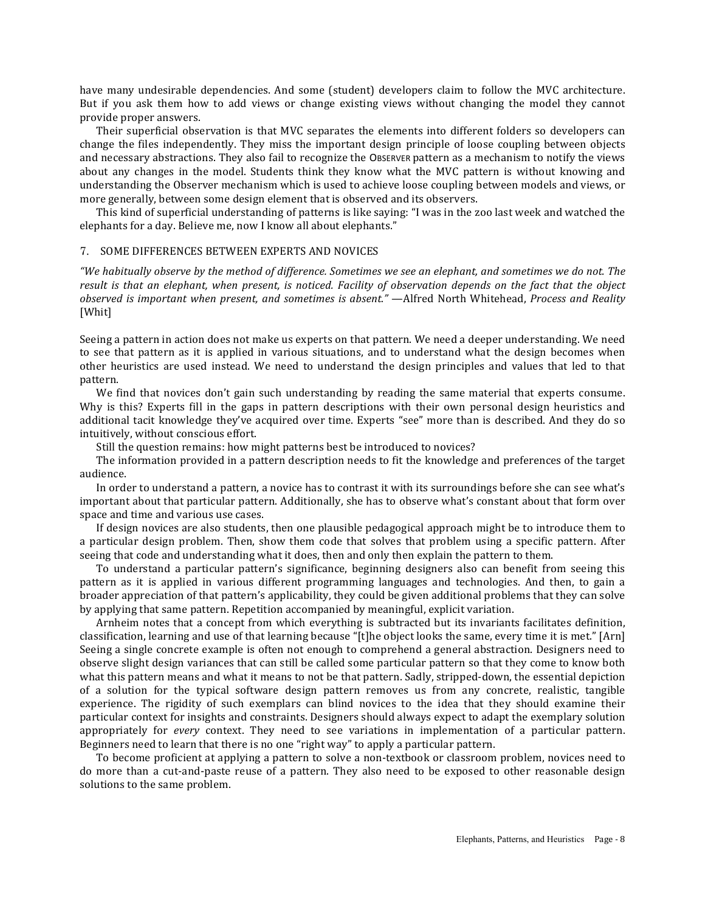have many undesirable dependencies. And some (student) developers claim to follow the MVC architecture. But if you ask them how to add views or change existing views without changing the model they cannot provide proper answers.

Their superficial observation is that MVC separates the elements into different folders so developers can change the files independently. They miss the important design principle of loose coupling between objects and necessary abstractions. They also fail to recognize the OBSERVER pattern as a mechanism to notify the views about any changes in the model. Students think they know what the MVC pattern is without knowing and understanding the Observer mechanism which is used to achieve loose coupling between models and views, or more generally, between some design element that is observed and its observers.

This kind of superficial understanding of patterns is like saying: "I was in the zoo last week and watched the elephants for a day. Believe me, now I know all about elephants."

## 7. SOME DIFFERENCES BETWEEN EXPERTS AND NOVICES

*"We habitually observe by the method of difference. Sometimes we see an elephant, and sometimes we do not. The result is that an elephant, when present, is noticed. Facility of observation depends on the fact that the object observed is important when present, and sometimes is absent."* —Alfred North Whitehead, *Process and Reality* [Whit]

Seeing a pattern in action does not make us experts on that pattern. We need a deeper understanding. We need to see that pattern as it is applied in various situations, and to understand what the design becomes when other heuristics are used instead. We need to understand the design principles and values that led to that pattern.

We find that novices don't gain such understanding by reading the same material that experts consume. Why is this? Experts fill in the gaps in pattern descriptions with their own personal design heuristics and additional tacit knowledge they've acquired over time. Experts "see" more than is described. And they do so intuitively, without conscious effort.

Still the question remains: how might patterns best be introduced to novices?

The information provided in a pattern description needs to fit the knowledge and preferences of the target audience.

In order to understand a pattern, a novice has to contrast it with its surroundings before she can see what's important about that particular pattern. Additionally, she has to observe what's constant about that form over space and time and various use cases.

If design novices are also students, then one plausible pedagogical approach might be to introduce them to a particular design problem. Then, show them code that solves that problem using a specific pattern. After seeing that code and understanding what it does, then and only then explain the pattern to them.

To understand a particular pattern's significance, beginning designers also can benefit from seeing this pattern as it is applied in various different programming languages and technologies. And then, to gain a broader appreciation of that pattern's applicability, they could be given additional problems that they can solve by applying that same pattern. Repetition accompanied by meaningful, explicit variation.

Arnheim notes that a concept from which everything is subtracted but its invariants facilitates definition, classification, learning and use of that learning because "[t]he object looks the same, every time it is met." [Arn] Seeing a single concrete example is often not enough to comprehend a general abstraction. Designers need to observe slight design variances that can still be called some particular pattern so that they come to know both what this pattern means and what it means to not be that pattern. Sadly, stripped-down, the essential depiction of a solution for the typical software design pattern removes us from any concrete, realistic, tangible experience. The rigidity of such exemplars can blind novices to the idea that they should examine their particular context for insights and constraints. Designers should always expect to adapt the exemplary solution appropriately for *every* context. They need to see variations in implementation of a particular pattern. Beginners need to learn that there is no one "right way" to apply a particular pattern.

To become proficient at applying a pattern to solve a non-textbook or classroom problem, novices need to do more than a cut-and-paste reuse of a pattern. They also need to be exposed to other reasonable design solutions to the same problem.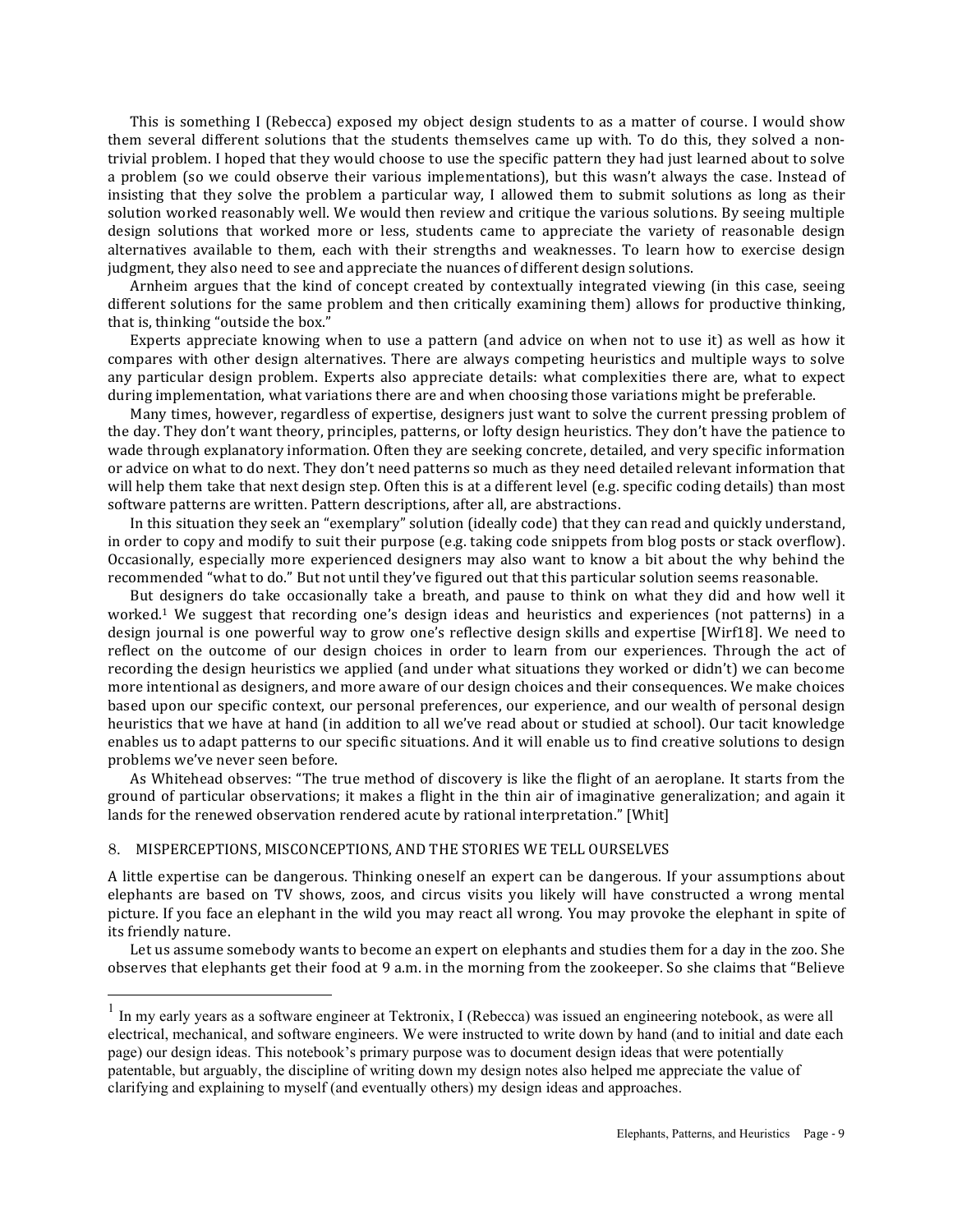This is something I (Rebecca) exposed my object design students to as a matter of course. I would show them several different solutions that the students themselves came up with. To do this, they solved a non-trivial problem. I hoped that they would choose to use the specific pattern they had just learned about to solve a problem (so we could observe their various implementations), but this wasn't always the case. Instead of insisting that they solve the problem a particular way, I allowed them to submit solutions as long as their solution worked reasonably well. We would then review and critique the various solutions. By seeing multiple design solutions that worked more or less, students came to appreciate the variety of reasonable design alternatives available to them, each with their strengths and weaknesses. To learn how to exercise design judgment, they also need to see and appreciate the nuances of different design solutions.

Arnheim argues that the kind of concept created by contextually integrated viewing (in this case, seeing different solutions for the same problem and then critically examining them) allows for productive thinking, that is, thinking "outside the box."

Experts appreciate knowing when to use a pattern (and advice on when not to use it) as well as how it compares with other design alternatives. There are always competing heuristics and multiple ways to solve any particular design problem. Experts also appreciate details: what complexities there are, what to expect during implementation, what variations there are and when choosing those variations might be preferable.

Many times, however, regardless of expertise, designers just want to solve the current pressing problem of the day. They don't want theory, principles, patterns, or lofty design heuristics. They don't have the patience to wade through explanatory information. Often they are seeking concrete, detailed, and very specific information or advice on what to do next. They don't need patterns so much as they need detailed relevant information that will help them take that next design step. Often this is at a different level (e.g. specific coding details) than most software patterns are written. Pattern descriptions, after all, are abstractions.

In this situation they seek an "exemplary" solution (ideally code) that they can read and quickly understand, in order to copy and modify to suit their purpose (e.g. taking code snippets from blog posts or stack overflow). Occasionally, especially more experienced designers may also want to know a bit about the why behind the recommended "what to do." But not until they've figured out that this particular solution seems reasonable.

But designers do take occasionally take a breath, and pause to think on what they did and how well it worked.[1] We suggest that recording one's design ideas and heuristics and experiences (not patterns) in a design journal is one powerful way to grow one's reflective design skills and expertise [Wirf18]. We need to reflect on the outcome of our design choices in order to learn from our experiences. Through the act of recording the design heuristics we applied (and under what situations they worked or didn't) we can become more intentional as designers, and more aware of our design choices and their consequences. We make choices based upon our specific context, our personal preferences, our experience, and our wealth of personal design heuristics that we have at hand (in addition to all we've read about or studied at school). Our tacit knowledge enables us to adapt patterns to our specific situations. And it will enable us to find creative solutions to design problems we've never seen before.

As Whitehead observes: "The true method of discovery is like the flight of an aeroplane. It starts from the ground of particular observations; it makes a flight in the thin air of imaginative generalization; and again it lands for the renewed observation rendered acute by rational interpretation." [Whit]

## 8. MISPERCEPTIONS, MISCONCEPTIONS, AND THE STORIES WE TELL OURSELVES

A little expertise can be dangerous. Thinking oneself an expert can be dangerous. If your assumptions about elephants are based on TV shows, zoos, and circus visits you likely will have constructed a wrong mental picture. If you face an elephant in the wild you may react all wrong. You may provoke the elephant in spite of its friendly nature.

Let us assume somebody wants to become an expert on elephants and studies them for a day in the zoo. She observes that elephants get their food at 9 a.m. in the morning from the zookeeper. So she claims that "Believe

[1] In my early years as a software engineer at Tektronix, I (Rebecca) was issued an engineering notebook, as were all electrical, mechanical, and software engineers. We were instructed to write down by hand (and to initial and date each page) our design ideas. This notebook's primary purpose was to document design ideas that were potentially patentable, but arguably, the discipline of writing down my design notes also helped me appreciate the value of clarifying and explaining to myself (and eventually others) my design ideas and approaches.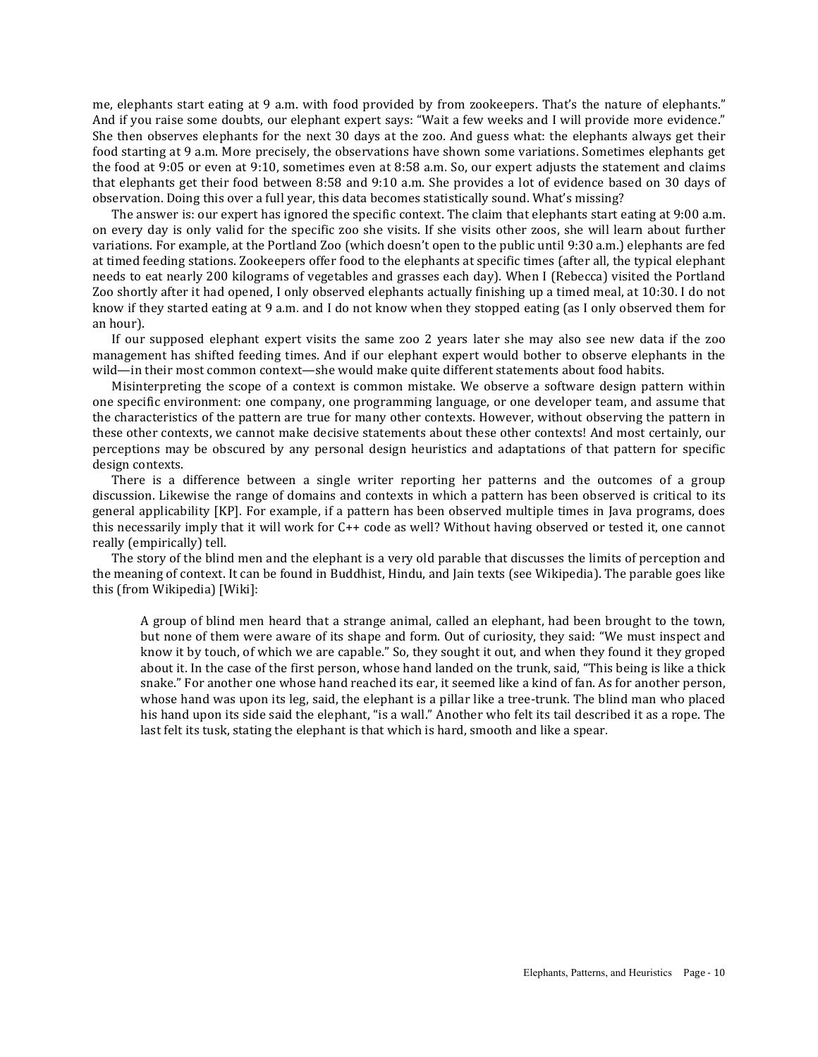me, elephants start eating at 9 a.m. with food provided by from zookeepers. That's the nature of elephants." And if you raise some doubts, our elephant expert says: "Wait a few weeks and I will provide more evidence." She then observes elephants for the next 30 days at the zoo. And guess what: the elephants always get their food starting at 9 a.m. More precisely, the observations have shown some variations. Sometimes elephants get the food at 9:05 or even at 9:10, sometimes even at 8:58 a.m. So, our expert adjusts the statement and claims that elephants get their food between 8:58 and 9:10 a.m. She provides a lot of evidence based on 30 days of observation. Doing this over a full year, this data becomes statistically sound. What's missing?

The answer is: our expert has ignored the specific context. The claim that elephants start eating at 9:00 a.m. on every day is only valid for the specific zoo she visits. If she visits other zoos, she will learn about further variations. For example, at the Portland Zoo (which doesn't open to the public until 9:30 a.m.) elephants are fed at timed feeding stations. Zookeepers offer food to the elephants at specific times (after all, the typical elephant needs to eat nearly 200 kilograms of vegetables and grasses each day). When I (Rebecca) visited the Portland Zoo shortly after it had opened, I only observed elephants actually finishing up a timed meal, at 10:30. I do not know if they started eating at 9 a.m. and I do not know when they stopped eating (as I only observed them for an hour).

If our supposed elephant expert visits the same zoo 2 years later she may also see new data if the zoo management has shifted feeding times. And if our elephant expert would bother to observe elephants in the wild—in their most common context—she would make quite different statements about food habits.

Misinterpreting the scope of a context is common mistake. We observe a software design pattern within one specific environment: one company, one programming language, or one developer team, and assume that the characteristics of the pattern are true for many other contexts. However, without observing the pattern in these other contexts, we cannot make decisive statements about these other contexts! And most certainly, our perceptions may be obscured by any personal design heuristics and adaptations of that pattern for specific design contexts.

There is a difference between a single writer reporting her patterns and the outcomes of a group discussion. Likewise the range of domains and contexts in which a pattern has been observed is critical to its general applicability [KP]. For example, if a pattern has been observed multiple times in Java programs, does this necessarily imply that it will work for C++ code as well? Without having observed or tested it, one cannot really (empirically) tell.

The story of the blind men and the elephant is a very old parable that discusses the limits of perception and the meaning of context. It can be found in Buddhist, Hindu, and Jain texts (see Wikipedia). The parable goes like this (from Wikipedia) [Wiki]:

> A group of blind men heard that a strange animal, called an elephant, had been brought to the town, but none of them were aware of its shape and form. Out of curiosity, they said: "We must inspect and know it by touch, of which we are capable." So, they sought it out, and when they found it they groped about it. In the case of the first person, whose hand landed on the trunk, said, "This being is like a thick snake." For another one whose hand reached its ear, it seemed like a kind of fan. As for another person, whose hand was upon its leg, said, the elephant is a pillar like a tree-trunk. The blind man who placed his hand upon its side said the elephant, "is a wall." Another who felt its tail described it as a rope. The last felt its tusk, stating the elephant is that which is hard, smooth and like a spear.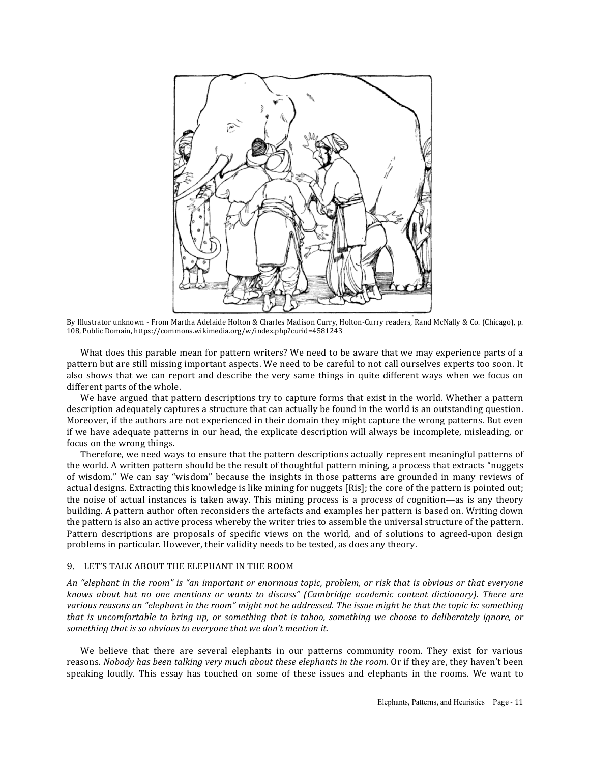By Illustrator unknown - From Martha Adelaide Holton & Charles Madison Curry, Holton-Curry readers, Rand McNally & Co. (Chicago), p. 108, Public Domain, https://commons.wikimedia.org/w/index.php?curid=4581243

What does this parable mean for pattern writers? We need to be aware that we may experience parts of a pattern but are still missing important aspects. We need to be careful to not call ourselves experts too soon. It also shows that we can report and describe the very same things in quite different ways when we focus on different parts of the whole.

We have argued that pattern descriptions try to capture forms that exist in the world. Whether a pattern description adequately captures a structure that can actually be found in the world is an outstanding question. Moreover, if the authors are not experienced in their domain they might capture the wrong patterns. But even if we have adequate patterns in our head, the explicate description will always be incomplete, misleading, or focus on the wrong things.

Therefore, we need ways to ensure that the pattern descriptions actually represent meaningful patterns of the world. A written pattern should be the result of thoughtful pattern mining, a process that extracts "nuggets of wisdom." We can say "wisdom" because the insights in those patterns are grounded in many reviews of actual designs. Extracting this knowledge is like mining for nuggets [Ris]; the core of the pattern is pointed out; the noise of actual instances is taken away. This mining process is a process of cognition—as is any theory building. A pattern author often reconsiders the artefacts and examples her pattern is based on. Writing down the pattern is also an active process whereby the writer tries to assemble the universal structure of the pattern. Pattern descriptions are proposals of specific views on the world, and of solutions to agreed-upon design problems in particular. However, their validity needs to be tested, as does any theory.

## 9. LET'S TALK ABOUT THE ELEPHANT IN THE ROOM

*An "elephant in the room" is "an important or enormous topic, problem, or risk that is obvious or that everyone knows about but no one mentions or wants to discuss" (Cambridge academic content dictionary). There are various reasons an "elephant in the room" might not be addressed. The issue might be that the topic is: something that is uncomfortable to bring up, or something that is taboo, something we choose to deliberately ignore, or something that is so obvious to everyone that we don't mention it.*

We believe that there are several elephants in our patterns community room. They exist for various reasons. *Nobody has been talking very much about these elephants in the room.* Or if they are, they haven't been speaking loudly. This essay has touched on some of these issues and elephants in the rooms. We want to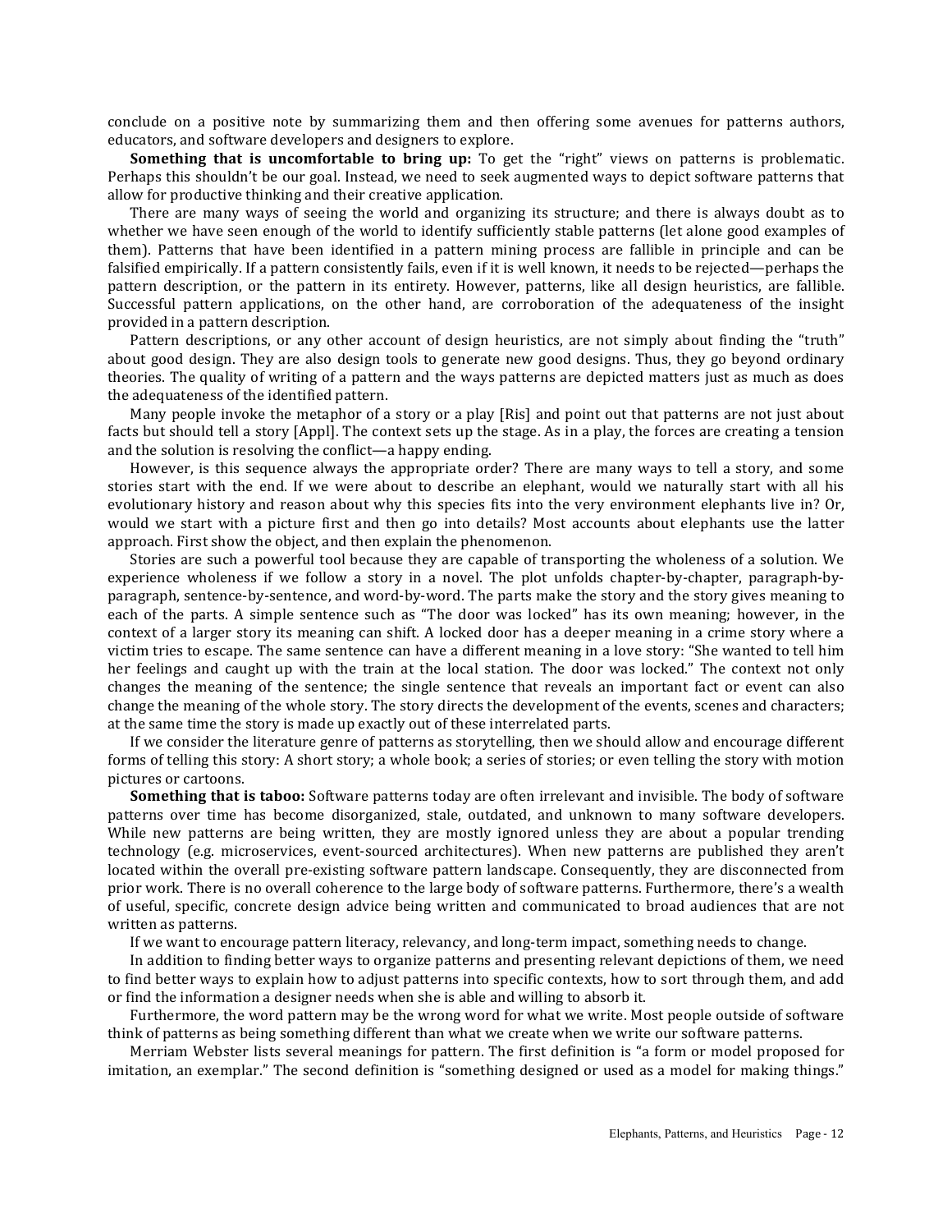conclude on a positive note by summarizing them and then offering some avenues for patterns authors, educators, and software developers and designers to explore.

**Something that is uncomfortable to bring up:** To get the "right" views on patterns is problematic. Perhaps this shouldn't be our goal. Instead, we need to seek augmented ways to depict software patterns that allow for productive thinking and their creative application.

There are many ways of seeing the world and organizing its structure; and there is always doubt as to whether we have seen enough of the world to identify sufficiently stable patterns (let alone good examples of them). Patterns that have been identified in a pattern mining process are fallible in principle and can be falsified empirically. If a pattern consistently fails, even if it is well known, it needs to be rejected—perhaps the pattern description, or the pattern in its entirety. However, patterns, like all design heuristics, are fallible. Successful pattern applications, on the other hand, are corroboration of the adequateness of the insight provided in a pattern description.

Pattern descriptions, or any other account of design heuristics, are not simply about finding the "truth" about good design. They are also design tools to generate new good designs. Thus, they go beyond ordinary theories. The quality of writing of a pattern and the ways patterns are depicted matters just as much as does the adequateness of the identified pattern.

Many people invoke the metaphor of a story or a play [Ris] and point out that patterns are not just about facts but should tell a story [Appl]. The context sets up the stage. As in a play, the forces are creating a tension and the solution is resolving the conflict—a happy ending.

However, is this sequence always the appropriate order? There are many ways to tell a story, and some stories start with the end. If we were about to describe an elephant, would we naturally start with all his evolutionary history and reason about why this species fits into the very environment elephants live in? Or, would we start with a picture first and then go into details? Most accounts about elephants use the latter approach. First show the object, and then explain the phenomenon.

Stories are such a powerful tool because they are capable of transporting the wholeness of a solution. We experience wholeness if we follow a story in a novel. The plot unfolds chapter-by-chapter, paragraph-by-paragraph, sentence-by-sentence, and word-by-word. The parts make the story and the story gives meaning to each of the parts. A simple sentence such as "The door was locked" has its own meaning; however, in the context of a larger story its meaning can shift. A locked door has a deeper meaning in a crime story where a victim tries to escape. The same sentence can have a different meaning in a love story: "She wanted to tell him her feelings and caught up with the train at the local station. The door was locked." The context not only changes the meaning of the sentence; the single sentence that reveals an important fact or event can also change the meaning of the whole story. The story directs the development of the events, scenes and characters; at the same time the story is made up exactly out of these interrelated parts.

If we consider the literature genre of patterns as storytelling, then we should allow and encourage different forms of telling this story: A short story; a whole book; a series of stories; or even telling the story with motion pictures or cartoons.

**Something that is taboo:** Software patterns today are often irrelevant and invisible. The body of software patterns over time has become disorganized, stale, outdated, and unknown to many software developers. While new patterns are being written, they are mostly ignored unless they are about a popular trending technology (e.g. microservices, event-sourced architectures). When new patterns are published they aren't located within the overall pre-existing software pattern landscape. Consequently, they are disconnected from prior work. There is no overall coherence to the large body of software patterns. Furthermore, there's a wealth of useful, specific, concrete design advice being written and communicated to broad audiences that are not written as patterns.

If we want to encourage pattern literacy, relevancy, and long-term impact, something needs to change.

In addition to finding better ways to organize patterns and presenting relevant depictions of them, we need to find better ways to explain how to adjust patterns into specific contexts, how to sort through them, and add or find the information a designer needs when she is able and willing to absorb it.

Furthermore, the word pattern may be the wrong word for what we write. Most people outside of software think of patterns as being something different than what we create when we write our software patterns.

Merriam Webster lists several meanings for pattern. The first definition is "a form or model proposed for imitation, an exemplar." The second definition is "something designed or used as a model for making things."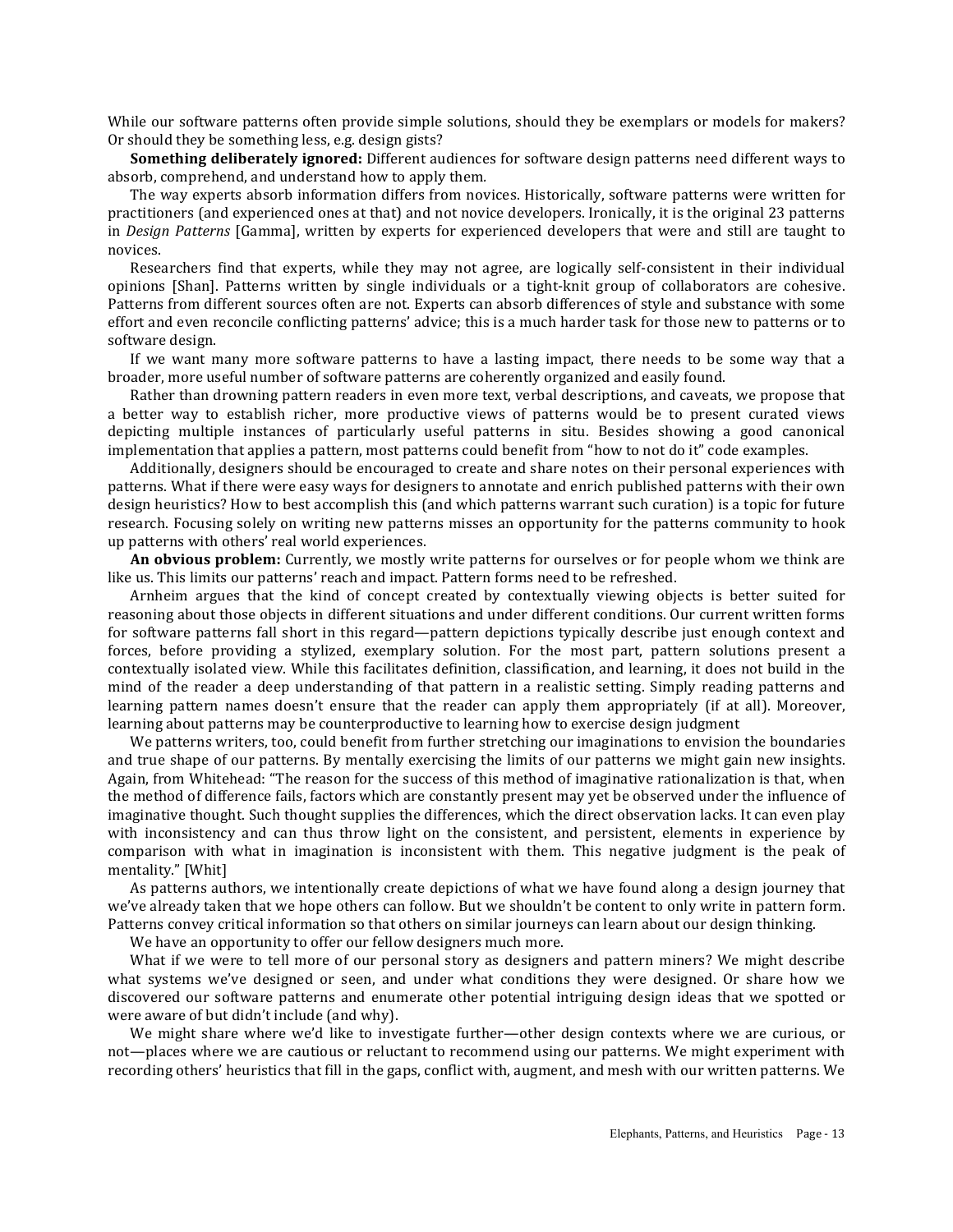While our software patterns often provide simple solutions, should they be exemplars or models for makers? Or should they be something less, e.g. design gists?

**Something deliberately ignored:** Different audiences for software design patterns need different ways to absorb, comprehend, and understand how to apply them.

The way experts absorb information differs from novices. Historically, software patterns were written for practitioners (and experienced ones at that) and not novice developers. Ironically, it is the original 23 patterns in *Design Patterns* [Gamma], written by experts for experienced developers that were and still are taught to novices.

Researchers find that experts, while they may not agree, are logically self-consistent in their individual opinions [Shan]. Patterns written by single individuals or a tight-knit group of collaborators are cohesive. Patterns from different sources often are not. Experts can absorb differences of style and substance with some effort and even reconcile conflicting patterns' advice; this is a much harder task for those new to patterns or to software design.

If we want many more software patterns to have a lasting impact, there needs to be some way that a broader, more useful number of software patterns are coherently organized and easily found.

Rather than drowning pattern readers in even more text, verbal descriptions, and caveats, we propose that a better way to establish richer, more productive views of patterns would be to present curated views depicting multiple instances of particularly useful patterns in situ. Besides showing a good canonical implementation that applies a pattern, most patterns could benefit from "how to not do it" code examples.

Additionally, designers should be encouraged to create and share notes on their personal experiences with patterns. What if there were easy ways for designers to annotate and enrich published patterns with their own design heuristics? How to best accomplish this (and which patterns warrant such curation) is a topic for future research. Focusing solely on writing new patterns misses an opportunity for the patterns community to hook up patterns with others' real world experiences.

**An obvious problem:** Currently, we mostly write patterns for ourselves or for people whom we think are like us. This limits our patterns' reach and impact. Pattern forms need to be refreshed.

Arnheim argues that the kind of concept created by contextually viewing objects is better suited for reasoning about those objects in different situations and under different conditions. Our current written forms for software patterns fall short in this regard—pattern depictions typically describe just enough context and forces, before providing a stylized, exemplary solution. For the most part, pattern solutions present a contextually isolated view. While this facilitates definition, classification, and learning, it does not build in the mind of the reader a deep understanding of that pattern in a realistic setting. Simply reading patterns and learning pattern names doesn't ensure that the reader can apply them appropriately (if at all). Moreover, learning about patterns may be counterproductive to learning how to exercise design judgment

We patterns writers, too, could benefit from further stretching our imaginations to envision the boundaries and true shape of our patterns. By mentally exercising the limits of our patterns we might gain new insights. Again, from Whitehead: "The reason for the success of this method of imaginative rationalization is that, when the method of difference fails, factors which are constantly present may yet be observed under the influence of imaginative thought. Such thought supplies the differences, which the direct observation lacks. It can even play with inconsistency and can thus throw light on the consistent, and persistent, elements in experience by comparison with what in imagination is inconsistent with them. This negative judgment is the peak of mentality." [Whit]

As patterns authors, we intentionally create depictions of what we have found along a design journey that we've already taken that we hope others can follow. But we shouldn't be content to only write in pattern form. Patterns convey critical information so that others on similar journeys can learn about our design thinking.

We have an opportunity to offer our fellow designers much more.

What if we were to tell more of our personal story as designers and pattern miners? We might describe what systems we've designed or seen, and under what conditions they were designed. Or share how we discovered our software patterns and enumerate other potential intriguing design ideas that we spotted or were aware of but didn't include (and why).

We might share where we'd like to investigate further—other design contexts where we are curious, or not—places where we are cautious or reluctant to recommend using our patterns. We might experiment with recording others' heuristics that fill in the gaps, conflict with, augment, and mesh with our written patterns. We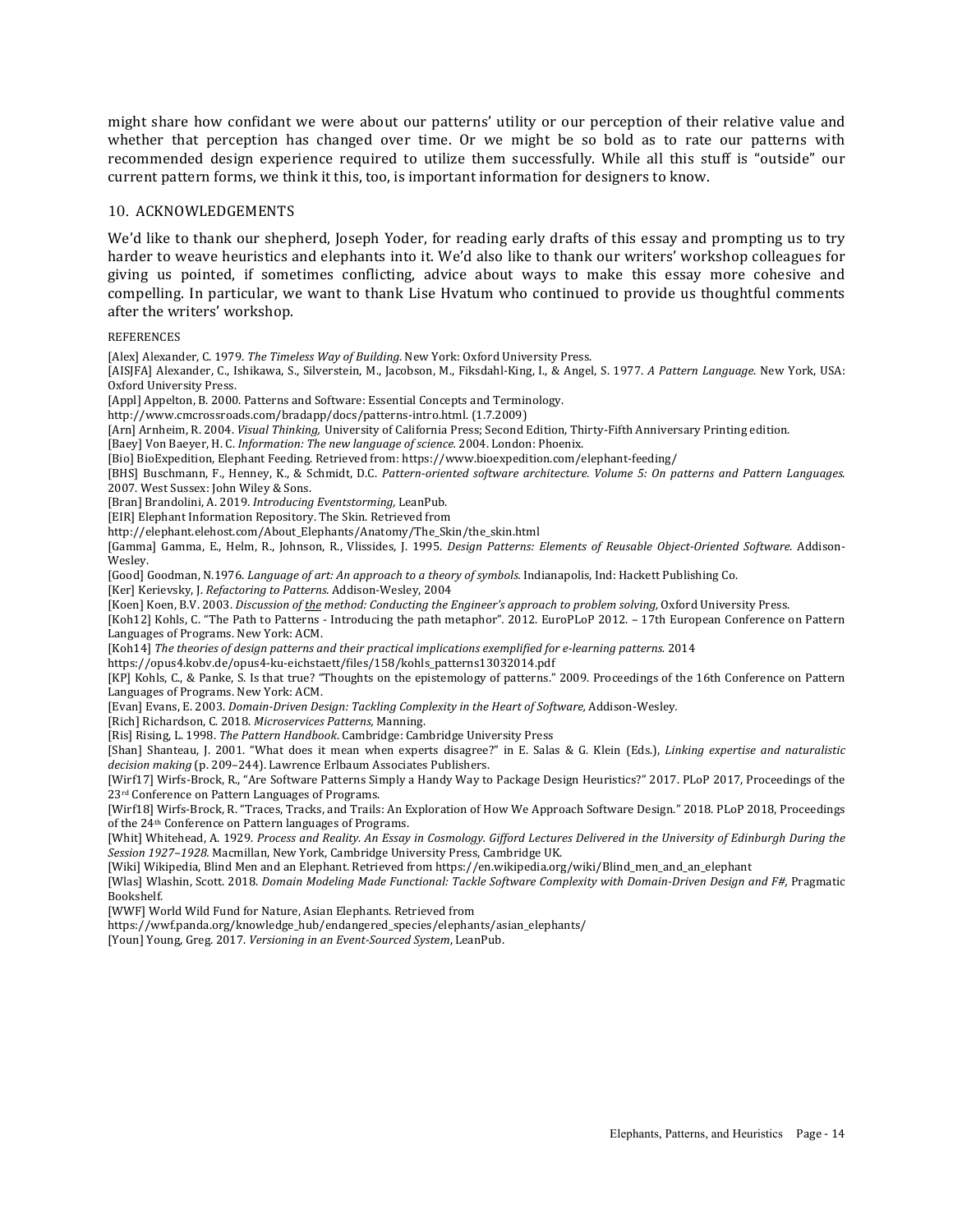might share how confidant we were about our patterns' utility or our perception of their relative value and whether that perception has changed over time. Or we might be so bold as to rate our patterns with recommended design experience required to utilize them successfully. While all this stuff is "outside" our current pattern forms, we think it this, too, is important information for designers to know.

## 10. ACKNOWLEDGEMENTS

We'd like to thank our shepherd, Joseph Yoder, for reading early drafts of this essay and prompting us to try harder to weave heuristics and elephants into it. We'd also like to thank our writers' workshop colleagues for giving us pointed, if sometimes conflicting, advice about ways to make this essay more cohesive and compelling. In particular, we want to thank Lise Hvatum who continued to provide us thoughtful comments after the writers' workshop.

REFERENCES

[Alex] Alexander, C. 1979. *The Timeless Way of Building.* New York: Oxford University Press.

[AISJFA] Alexander, C., Ishikawa, S., Silverstein, M., Jacobson, M., Fiksdahl-King, I., & Angel, S. 1977. *A Pattern Language.* New York, USA: Oxford University Press.

[Appl] Appelton, B. 2000. Patterns and Software: Essential Concepts and Terminology. http://www.cmcrossroads.com/bradapp/docs/patterns-intro.html. (1.7.2009)

[Arn] Arnheim, R. 2004. *Visual Thinking,* University of California Press; Second Edition, Thirty-Fifth Anniversary Printing edition.

[Baey] Von Baeyer, H. C. *Information: The new language of science.* 2004. London: Phoenix.

[Bio] BioExpedition, Elephant Feeding. Retrieved from: https://www.bioexpedition.com/elephant-feeding/

[BHS] Buschmann, F., Henney, K., & Schmidt, D.C. *Pattern-oriented software architecture. Volume 5: On patterns and Pattern Languages.* 2007. West Sussex: John Wiley & Sons.

[Bran] Brandolini, A. 2019. *Introducing Eventstorming,* LeanPub.

[EIR] Elephant Information Repository. The Skin. Retrieved from http://elephant.elehost.com/About_Elephants/Anatomy/The_Skin/the_skin.html

[Gamma] Gamma, E., Helm, R., Johnson, R., Vlissides, J. 1995. *Design Patterns: Elements of Reusable Object-Oriented Software.* Addison-Wesley.

[Good] Goodman, N.1976. *Language of art: An approach to a theory of symbols.* Indianapolis, Ind: Hackett Publishing Co.

[Ker] Kerievsky, J. *Refactoring to Patterns.* Addison-Wesley, 2004

[Koen] Koen, B.V. 2003. *Discussion of the method: Conducting the Engineer's approach to problem solving,* Oxford University Press.

[Koh12] Kohls, C. "The Path to Patterns - Introducing the path metaphor". 2012. EuroPLoP 2012. – 17th European Conference on Pattern Languages of Programs. New York: ACM.

[Koh14] *The theories of design patterns and their practical implications exemplified for e-learning patterns.* 2014 https://opus4.kobv.de/opus4-ku-eichstaett/files/158/kohls_patterns13032014.pdf

[KP] Kohls, C., & Panke, S. Is that true? "Thoughts on the epistemology of patterns." 2009. Proceedings of the 16th Conference on Pattern Languages of Programs. New York: ACM.

[Evan] Evans, E. 2003. *Domain-Driven Design: Tackling Complexity in the Heart of Software,* Addison-Wesley.

[Rich] Richardson, C. 2018. *Microservices Patterns,* Manning.

[Ris] Rising, L. 1998. *The Pattern Handbook*. Cambridge: Cambridge University Press

[Shan] Shanteau, J. 2001. "What does it mean when experts disagree?" in E. Salas & G. Klein (Eds.), *Linking expertise and naturalistic decision making* (p. 209–244). Lawrence Erlbaum Associates Publishers.

[Wirf17] Wirfs-Brock, R., "Are Software Patterns Simply a Handy Way to Package Design Heuristics?" 2017. PLoP 2017, Proceedings of the 23rd Conference on Pattern Languages of Programs.

[Wirf18] Wirfs-Brock, R. "Traces, Tracks, and Trails: An Exploration of How We Approach Software Design." 2018. PLoP 2018, Proceedings of the 24th Conference on Pattern languages of Programs.

[Whit] Whitehead, A. 1929. *Process and Reality. An Essay in Cosmology. Gifford Lectures Delivered in the University of Edinburgh During the Session 1927–1928.* Macmillan, New York, Cambridge University Press, Cambridge UK.

[Wiki] Wikipedia, Blind Men and an Elephant. Retrieved from https://en.wikipedia.org/wiki/Blind_men_and_an_elephant

[Wlas] Wlashin, Scott. 2018. *Domain Modeling Made Functional: Tackle Software Complexity with Domain-Driven Design and F#,* Pragmatic Bookshelf.

[WWF] World Wild Fund for Nature, Asian Elephants. Retrieved from https://wwf.panda.org/knowledge_hub/endangered_species/elephants/asian_elephants/

[Youn] Young, Greg. 2017. *Versioning in an Event-Sourced System*, LeanPub.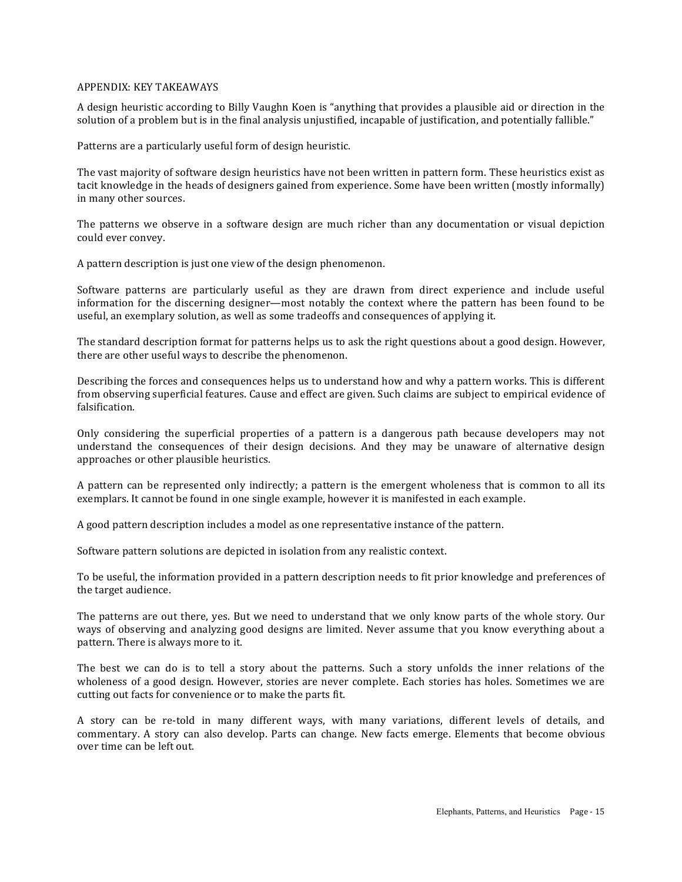## APPENDIX: KEY TAKEAWAYS

A design heuristic according to Billy Vaughn Koen is "anything that provides a plausible aid or direction in the solution of a problem but is in the final analysis unjustified, incapable of justification, and potentially fallible."

Patterns are a particularly useful form of design heuristic.

The vast majority of software design heuristics have not been written in pattern form. These heuristics exist as tacit knowledge in the heads of designers gained from experience. Some have been written (mostly informally) in many other sources.

The patterns we observe in a software design are much richer than any documentation or visual depiction could ever convey.

A pattern description is just one view of the design phenomenon.

Software patterns are particularly useful as they are drawn from direct experience and include useful information for the discerning designer—most notably the context where the pattern has been found to be useful, an exemplary solution, as well as some tradeoffs and consequences of applying it.

The standard description format for patterns helps us to ask the right questions about a good design. However, there are other useful ways to describe the phenomenon.

Describing the forces and consequences helps us to understand how and why a pattern works. This is different from observing superficial features. Cause and effect are given. Such claims are subject to empirical evidence of falsification.

Only considering the superficial properties of a pattern is a dangerous path because developers may not understand the consequences of their design decisions. And they may be unaware of alternative design approaches or other plausible heuristics.

A pattern can be represented only indirectly; a pattern is the emergent wholeness that is common to all its exemplars. It cannot be found in one single example, however it is manifested in each example.

A good pattern description includes a model as one representative instance of the pattern.

Software pattern solutions are depicted in isolation from any realistic context.

To be useful, the information provided in a pattern description needs to fit prior knowledge and preferences of the target audience.

The patterns are out there, yes. But we need to understand that we only know parts of the whole story. Our ways of observing and analyzing good designs are limited. Never assume that you know everything about a pattern. There is always more to it.

The best we can do is to tell a story about the patterns. Such a story unfolds the inner relations of the wholeness of a good design. However, stories are never complete. Each stories has holes. Sometimes we are cutting out facts for convenience or to make the parts fit.

A story can be re-told in many different ways, with many variations, different levels of details, and commentary. A story can also develop. Parts can change. New facts emerge. Elements that become obvious over time can be left out.